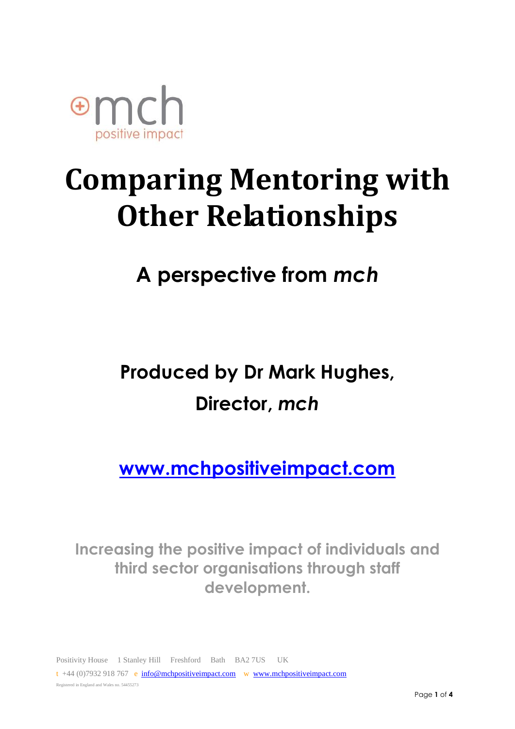mch

positive impact

# Comparing Mentoring with Other Relationships

## A perspective from *mch*

**Produced by Dr Mark Hughes, Director, *mch***

**[www.mchpositiveimpact.com](http://www.mchpositiveimpact.com)**

**Increasing the positive impact of individuals and third sector organisations through staff development.**

Positivity House 1 Stanley Hill Freshford Bath BA2 7US UK

t +44 (0)7932 918 767 e [info@mchpositiveimpact.com](mailto:info@mchpositiveimpact.com) w [www.mchpositiveimpact.com](http://www.mchpositiveimpact.com)

Registered in England and Wales no. 54455273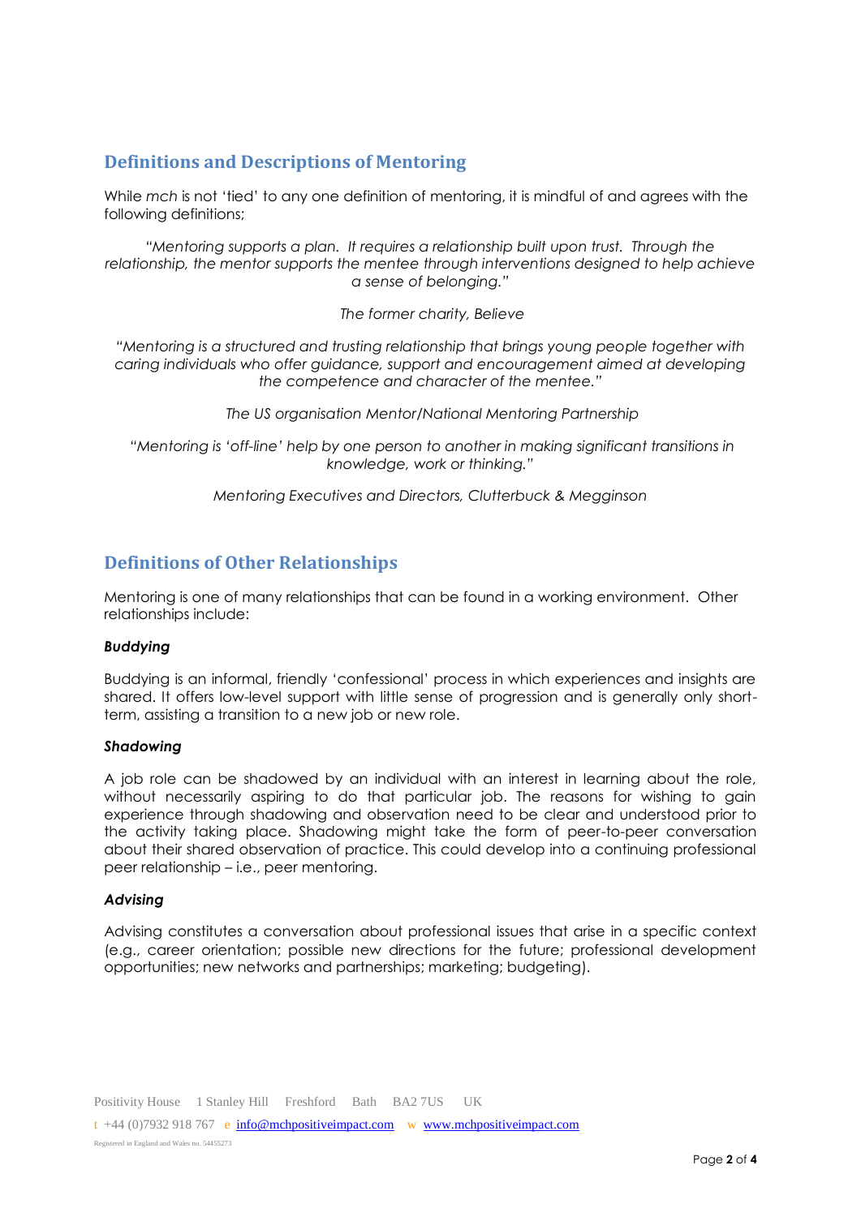## Definitions and Descriptions of Mentoring

While *mch* is not 'tied' to any one definition of mentoring, it is mindful of and agrees with the following definitions;

*"Mentoring supports a plan. It requires a relationship built upon trust. Through the relationship, the mentor supports the mentee through interventions designed to help achieve a sense of belonging."*

*The former charity, Believe*

*"Mentoring is a structured and trusting relationship that brings young people together with caring individuals who offer guidance, support and encouragement aimed at developing the competence and character of the mentee."*

*The US organisation Mentor/National Mentoring Partnership*

*"Mentoring is 'off-line' help by one person to another in making significant transitions in knowledge, work or thinking."*

*Mentoring Executives and Directors, Clutterbuck & Megginson*

## Definitions of Other Relationships

Mentoring is one of many relationships that can be found in a working environment. Other relationships include:

***Buddying***

Buddying is an informal, friendly 'confessional' process in which experiences and insights are shared. It offers low-level support with little sense of progression and is generally only short-term, assisting a transition to a new job or new role.

***Shadowing***

A job role can be shadowed by an individual with an interest in learning about the role, without necessarily aspiring to do that particular job. The reasons for wishing to gain experience through shadowing and observation need to be clear and understood prior to the activity taking place. Shadowing might take the form of peer-to-peer conversation about their shared observation of practice. This could develop into a continuing professional peer relationship – i.e., peer mentoring.

***Advising***

Advising constitutes a conversation about professional issues that arise in a specific context (e.g., career orientation; possible new directions for the future; professional development opportunities; new networks and partnerships; marketing; budgeting).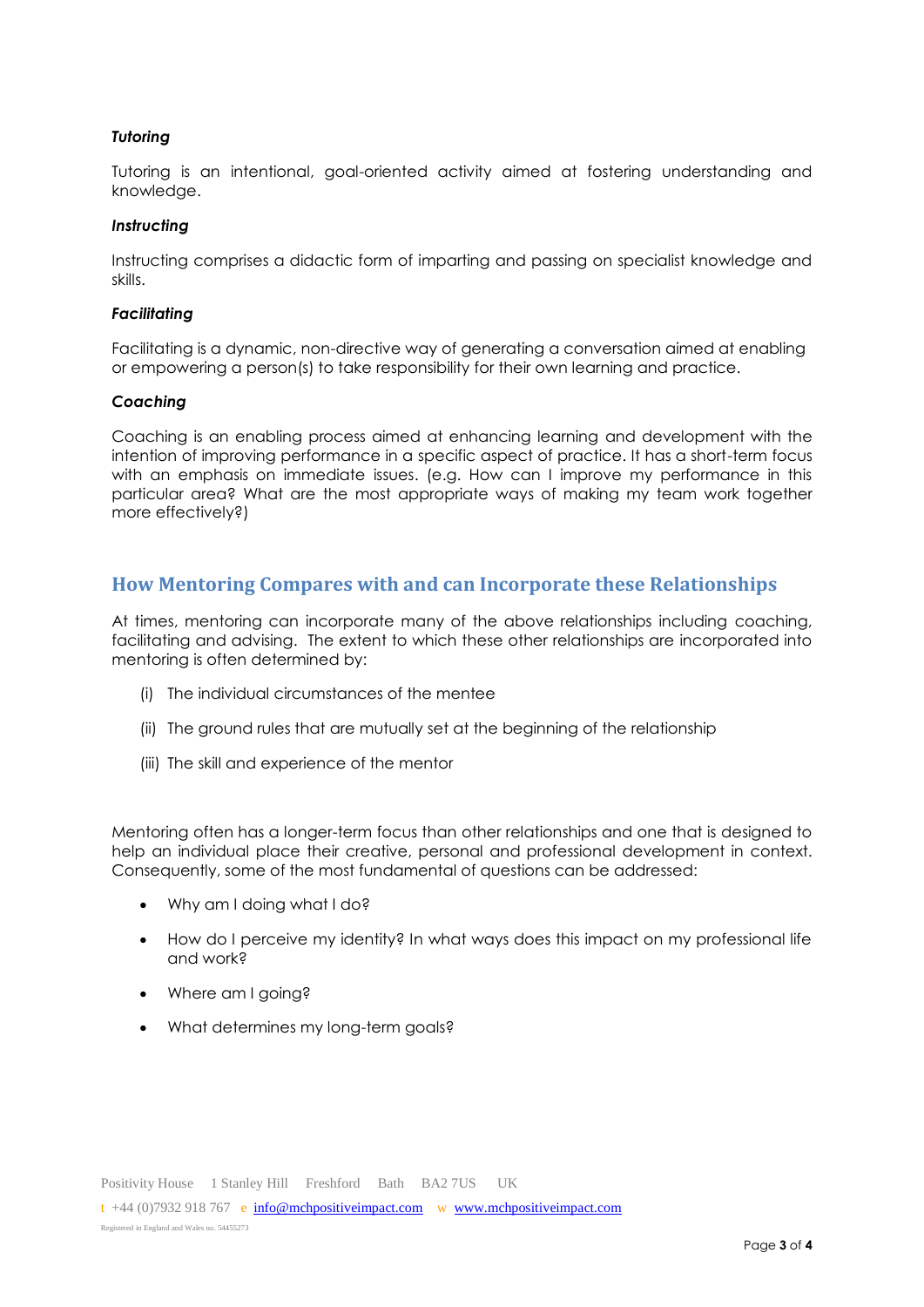### *Tutoring*

Tutoring is an intentional, goal-oriented activity aimed at fostering understanding and knowledge.

### *Instructing*

Instructing comprises a didactic form of imparting and passing on specialist knowledge and skills.

### *Facilitating*

Facilitating is a dynamic, non-directive way of generating a conversation aimed at enabling or empowering a person(s) to take responsibility for their own learning and practice.

### *Coaching*

Coaching is an enabling process aimed at enhancing learning and development with the intention of improving performance in a specific aspect of practice. It has a short-term focus with an emphasis on immediate issues. (e.g. How can I improve my performance in this particular area? What are the most appropriate ways of making my team work together more effectively?)

## How Mentoring Compares with and can Incorporate these Relationships

At times, mentoring can incorporate many of the above relationships including coaching, facilitating and advising. The extent to which these other relationships are incorporated into mentoring is often determined by:

(i) The individual circumstances of the mentee

(ii) The ground rules that are mutually set at the beginning of the relationship

(iii) The skill and experience of the mentor

Mentoring often has a longer-term focus than other relationships and one that is designed to help an individual place their creative, personal and professional development in context. Consequently, some of the most fundamental of questions can be addressed:

- Why am I doing what I do?
- How do I perceive my identity? In what ways does this impact on my professional life and work?
- Where am I going?
- What determines my long-term goals?

Positivity House 1 Stanley Hill Freshford Bath BA2 7US UK

t +44 (0)7932 918 767 e info@mchpositiveimpact.com w www.mchpositiveimpact.com

Registered in England and Wales no. 54455273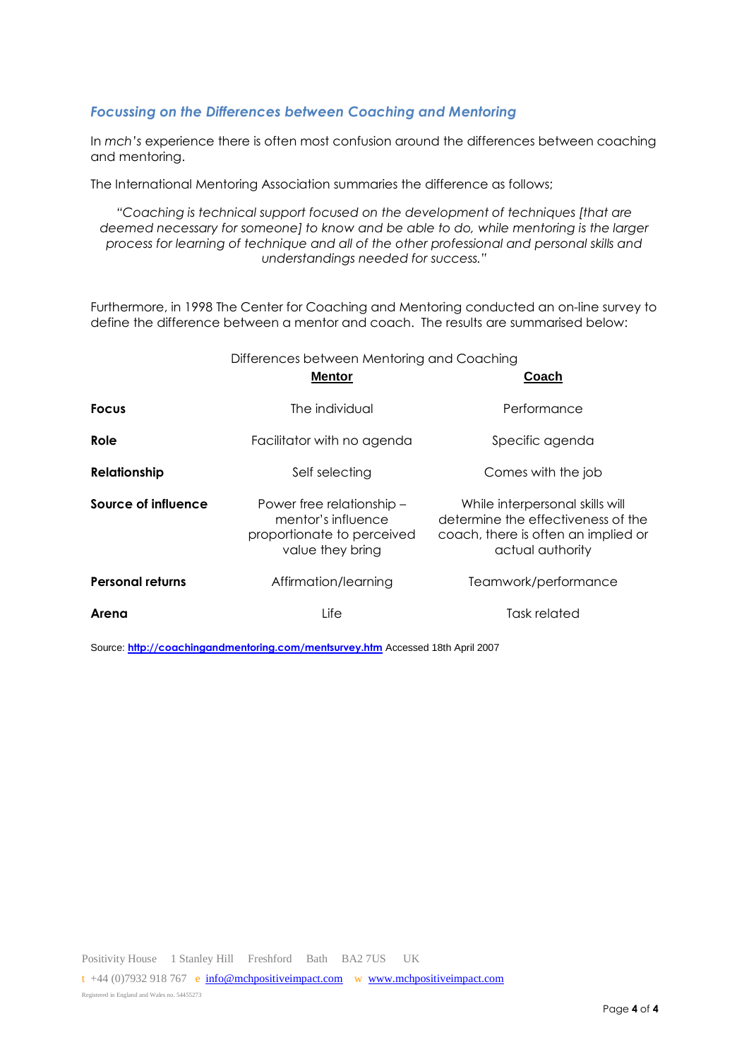### *Focussing on the Differences between Coaching and Mentoring*

In *mch's* experience there is often most confusion around the differences between coaching and mentoring.

The International Mentoring Association summaries the difference as follows;

> *"Coaching is technical support focused on the development of techniques [that are deemed necessary for someone] to know and be able to do, while mentoring is the larger process for learning of technique and all of the other professional and personal skills and understandings needed for success."*

Furthermore, in 1998 The Center for Coaching and Mentoring conducted an on-line survey to define the difference between a mentor and coach. The results are summarised below:

Differences between Mentoring and Coaching

| | **Mentor** | **Coach** |
|---|---|---|
| **Focus** | The individual | Performance |
| **Role** | Facilitator with no agenda | Specific agenda |
| **Relationship** | Self selecting | Comes with the job |
| **Source of influence** | Power free relationship – mentor's influence proportionate to perceived value they bring | While interpersonal skills will determine the effectiveness of the coach, there is often an implied or actual authority |
| **Personal returns** | Affirmation/learning | Teamwork/performance |
| **Arena** | Life | Task related |

Source: **http://coachingandmentoring.com/mentsurvey.htm** Accessed 18th April 2007

Positivity House 1 Stanley Hill Freshford Bath BA2 7US UK

t +44 (0)7932 918 767 e info@mchpositiveimpact.com w www.mchpositiveimpact.com

Registered in England and Wales no. 54455273